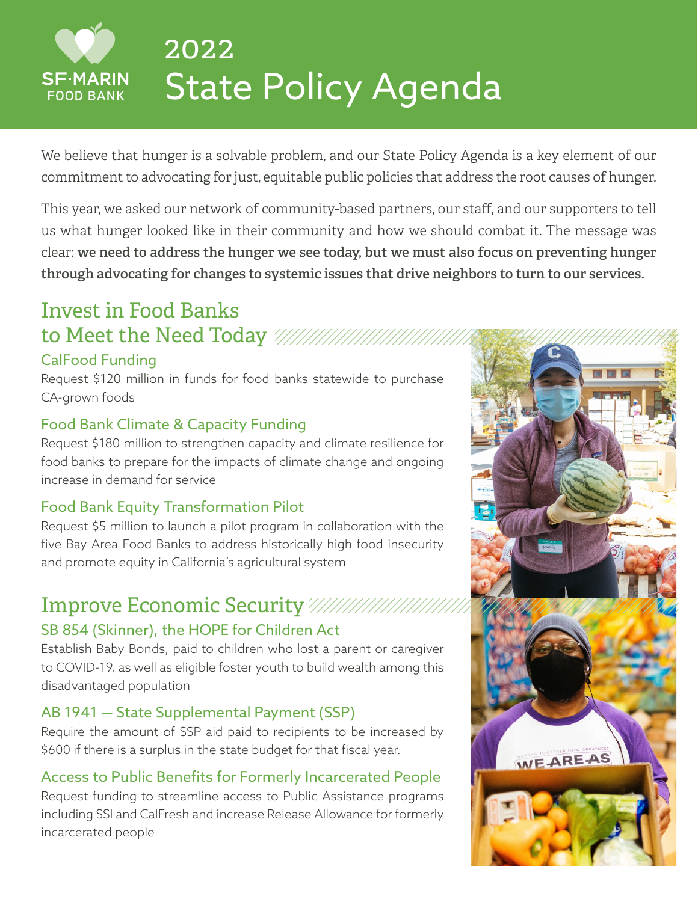SF·MARIN FOOD BANK

# 2022 State Policy Agenda

We believe that hunger is a solvable problem, and our State Policy Agenda is a key element of our commitment to advocating for just, equitable public policies that address the root causes of hunger.

This year, we asked our network of community-based partners, our staff, and our supporters to tell us what hunger looked like in their community and how we should combat it. The message was clear: **we need to address the hunger we see today, but we must also focus on preventing hunger through advocating for changes to systemic issues that drive neighbors to turn to our services.**

## Invest in Food Banks to Meet the Need Today

### CalFood Funding

Request $120 million in funds for food banks statewide to purchase CA-grown foods

### Food Bank Climate & Capacity Funding

Request $180 million to strengthen capacity and climate resilience for food banks to prepare for the impacts of climate change and ongoing increase in demand for service

### Food Bank Equity Transformation Pilot

Request $5 million to launch a pilot program in collaboration with the five Bay Area Food Banks to address historically high food insecurity and promote equity in California's agricultural system

## Improve Economic Security

### SB 854 (Skinner), the HOPE for Children Act

Establish Baby Bonds, paid to children who lost a parent or caregiver to COVID-19, as well as eligible foster youth to build wealth among this disadvantaged population

### AB 1941 — State Supplemental Payment (SSP)

Require the amount of SSP aid paid to recipients to be increased by $600 if there is a surplus in the state budget for that fiscal year.

### Access to Public Benefits for Formerly Incarcerated People

Request funding to streamline access to Public Assistance programs including SSI and CalFresh and increase Release Allowance for formerly incarcerated people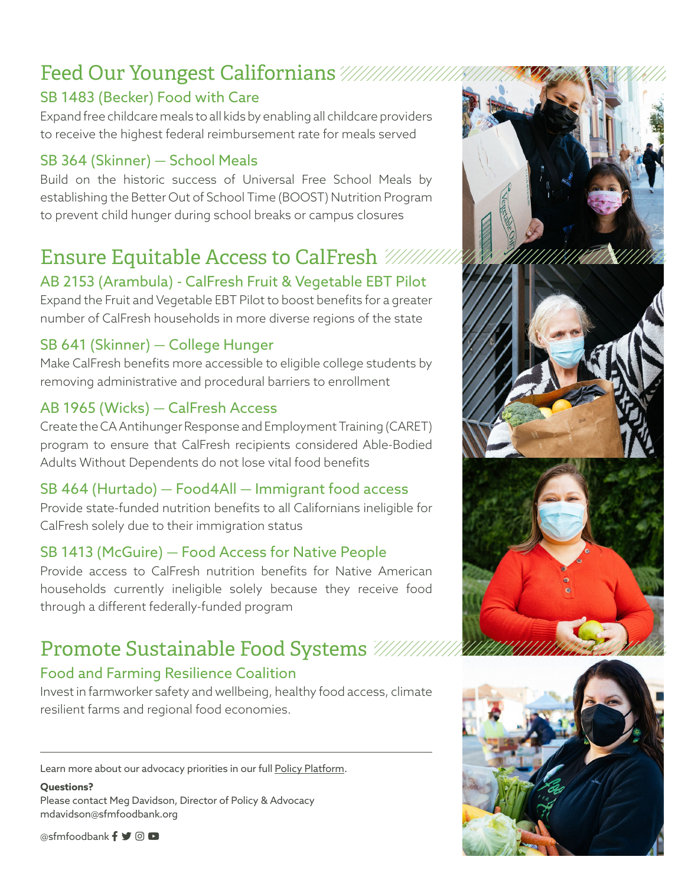## Feed Our Youngest Californians

### SB 1483 (Becker) Food with Care

Expand free childcare meals to all kids by enabling all childcare providers to receive the highest federal reimbursement rate for meals served

### SB 364 (Skinner) — School Meals

Build on the historic success of Universal Free School Meals by establishing the Better Out of School Time (BOOST) Nutrition Program to prevent child hunger during school breaks or campus closures

## Ensure Equitable Access to CalFresh

### AB 2153 (Arambula) - CalFresh Fruit & Vegetable EBT Pilot

Expand the Fruit and Vegetable EBT Pilot to boost benefits for a greater number of CalFresh households in more diverse regions of the state

### SB 641 (Skinner) — College Hunger

Make CalFresh benefits more accessible to eligible college students by removing administrative and procedural barriers to enrollment

### AB 1965 (Wicks) — CalFresh Access

Create the CA Antihunger Response and Employment Training (CARET) program to ensure that CalFresh recipients considered Able-Bodied Adults Without Dependents do not lose vital food benefits

### SB 464 (Hurtado) — Food4All — Immigrant food access

Provide state-funded nutrition benefits to all Californians ineligible for CalFresh solely due to their immigration status

### SB 1413 (McGuire) — Food Access for Native People

Provide access to CalFresh nutrition benefits for Native American households currently ineligible solely because they receive food through a different federally-funded program

## Promote Sustainable Food Systems

### Food and Farming Resilience Coalition

Invest in farmworker safety and wellbeing, healthy food access, climate resilient farms and regional food economies.

---

Learn more about our advocacy priorities in our full Policy Platform.

**Questions?**
Please contact Meg Davidson, Director of Policy & Advocacy
mdavidson@sfmfoodbank.org

@sfmfoodbank